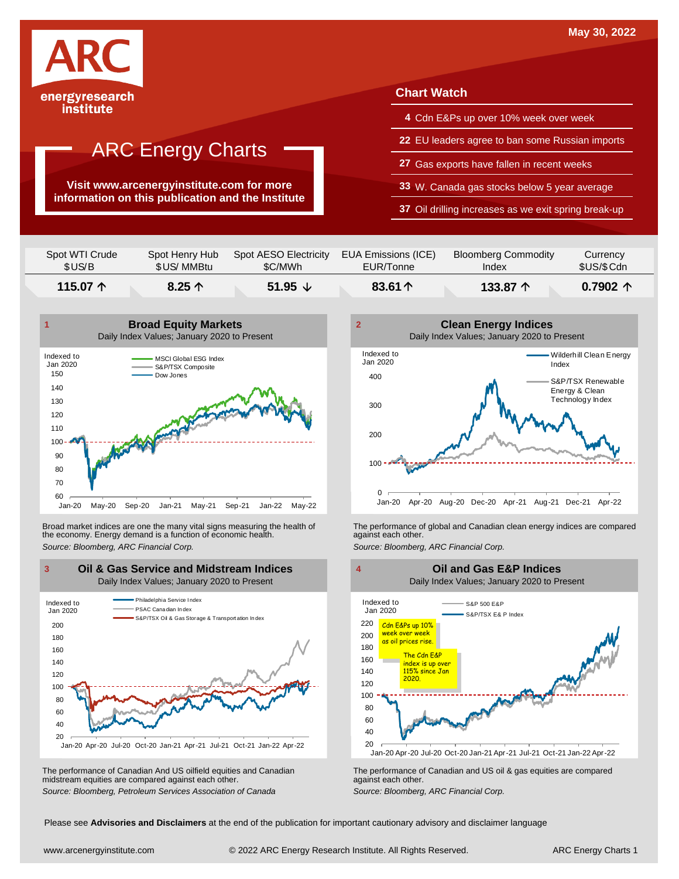May 30, 2022

ARC energy research institute

# ARC Energy Charts

**Visit www.arcenergyinstitute.com for more information on this publication and the Institute**

## Chart Watch

- **4** Cdn E&Ps up over 10% week over week
- **22** EU leaders agree to ban some Russian imports
- **27** Gas exports have fallen in recent weeks
- **33** W. Canada gas stocks below 5 year average
- **37** Oil drilling increases as we exit spring break-up

| Spot WTI Crude $US/B | Spot Henry Hub $US/ MMBtu | Spot AESO Electricity $C/MWh | EUA Emissions (ICE) EUR/Tonne | Bloomberg Commodity Index | Currency $US/$Cdn |
|---|---|---|---|---|---|
| **115.07 ↑** | **8.25 ↑** | **51.95 ↓** | **83.61 ↑** | **133.87 ↑** | **0.7902 ↑** |

### 1 Broad Equity Markets

Daily Index Values; January 2020 to Present

Broad market indices are one the many vital signs measuring the health of the economy. Energy demand is a function of economic health.

*Source: Bloomberg, ARC Financial Corp.*

### 2 Clean Energy Indices

Daily Index Values; January 2020 to Present

The performance of global and Canadian clean energy indices are compared against each other.

*Source: Bloomberg, ARC Financial Corp.*

### 3 Oil & Gas Service and Midstream Indices

Daily Index Values; January 2020 to Present

The performance of Canadian And US oilfield equities and Canadian midstream equities are compared against each other.

*Source: Bloomberg, Petroleum Services Association of Canada*

### 4 Oil and Gas E&P Indices

Daily Index Values; January 2020 to Present

The performance of Canadian and US oil & gas equities are compared against each other.

*Source: Bloomberg, ARC Financial Corp.*

Please see **Advisories and Disclaimers** at the end of the publication for important cautionary advisory and disclaimer language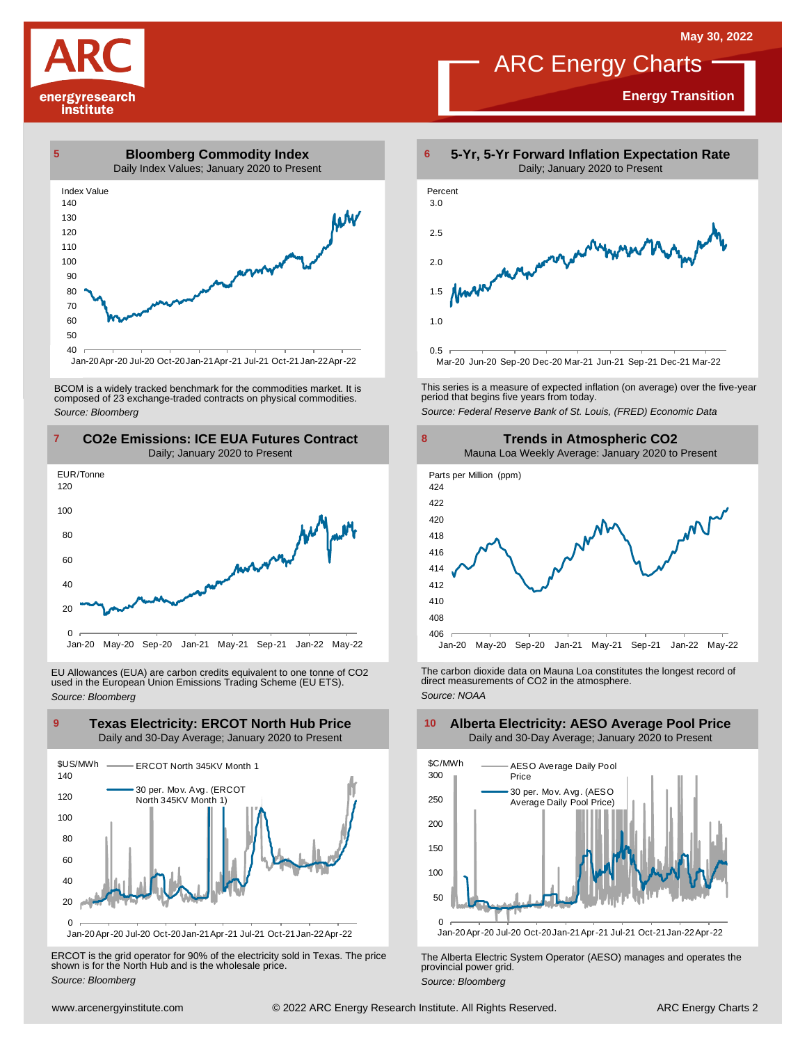# ARC Energy Charts

**Energy Transition**

May 30, 2022

## 5 Bloomberg Commodity Index

Daily Index Values; January 2020 to Present

BCOM is a widely tracked benchmark for the commodities market. It is composed of 23 exchange-traded contracts on physical commodities.

*Source: Bloomberg*

## 6 5-Yr, 5-Yr Forward Inflation Expectation Rate

Daily; January 2020 to Present

This series is a measure of expected inflation (on average) over the five-year period that begins five years from today.

*Source: Federal Reserve Bank of St. Louis, (FRED) Economic Data*

## 7 $CO_2e$ Emissions: ICE EUA Futures Contract

Daily; January 2020 to Present

EU Allowances (EUA) are carbon credits equivalent to one tonne of $CO_2$ used in the European Union Emissions Trading Scheme (EU ETS).

*Source: Bloomberg*

## 8 Trends in Atmospheric $CO_2$

Mauna Loa Weekly Average: January 2020 to Present

The carbon dioxide data on Mauna Loa constitutes the longest record of direct measurements of $CO_2$ in the atmosphere.

*Source: NOAA*

## 9 Texas Electricity: ERCOT North Hub Price

Daily and 30-Day Average; January 2020 to Present

ERCOT is the grid operator for 90% of the electricity sold in Texas. The price shown is for the North Hub and is the wholesale price.

*Source: Bloomberg*

## 10 Alberta Electricity: AESO Average Pool Price

Daily and 30-Day Average; January 2020 to Present

The Alberta Electric System Operator (AESO) manages and operates the provincial power grid.

*Source: Bloomberg*

www.arcenergyinstitute.com © 2022 ARC Energy Research Institute. All Rights Reserved.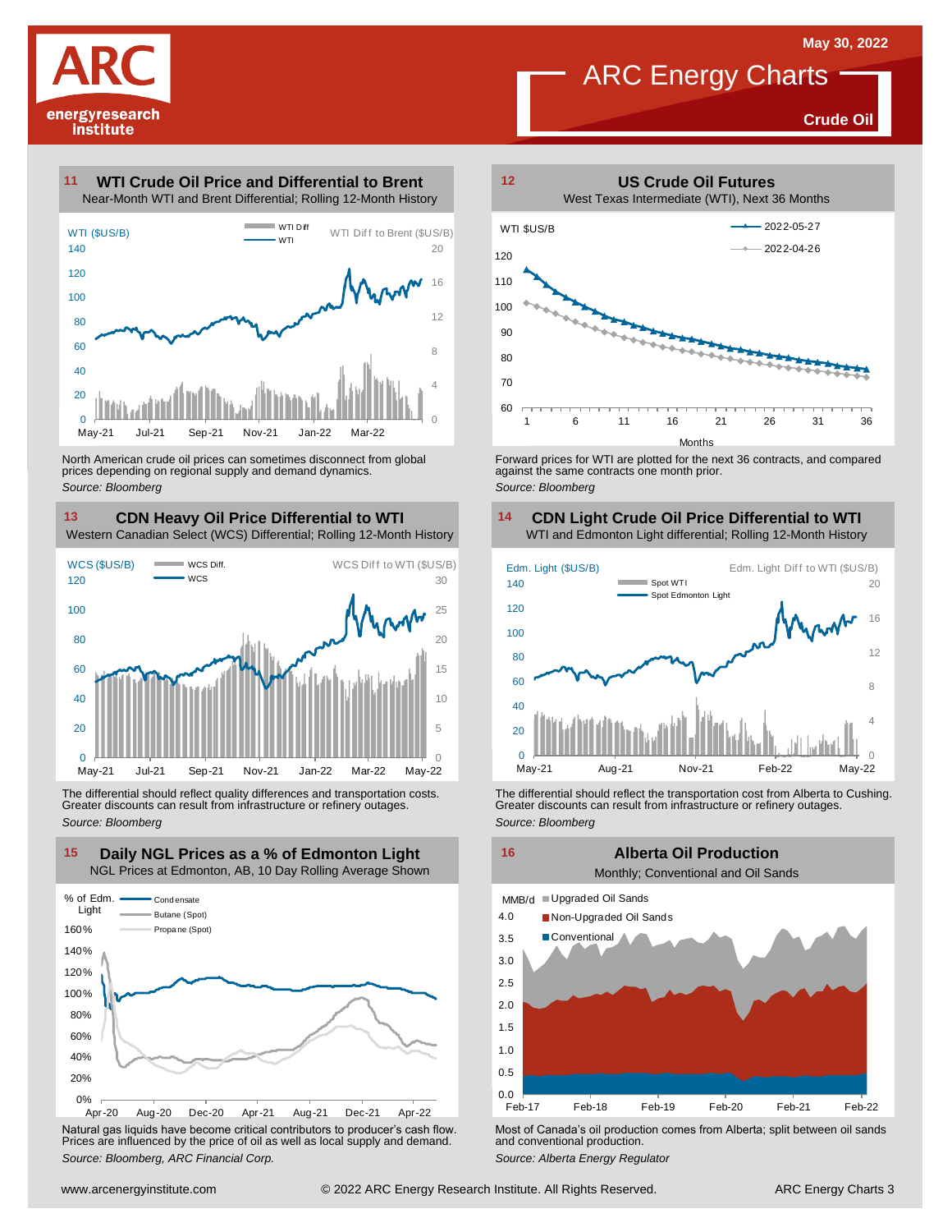# ARC Energy Charts

**May 30, 2022**

**Crude Oil**

## 11 WTI Crude Oil Price and Differential to Brent

Near-Month WTI and Brent Differential; Rolling 12-Month History

North American crude oil prices can sometimes disconnect from global prices depending on regional supply and demand dynamics.

*Source: Bloomberg*

## 12 US Crude Oil Futures

West Texas Intermediate (WTI), Next 36 Months

Forward prices for WTI are plotted for the next 36 contracts, and compared against the same contracts one month prior.

*Source: Bloomberg*

## 13 CDN Heavy Oil Price Differential to WTI

Western Canadian Select (WCS) Differential; Rolling 12-Month History

The differential should reflect quality differences and transportation costs. Greater discounts can result from infrastructure or refinery outages.

*Source: Bloomberg*

## 14 CDN Light Crude Oil Price Differential to WTI

WTI and Edmonton Light differential; Rolling 12-Month History

The differential should reflect the transportation cost from Alberta to Cushing. Greater discounts can result from infrastructure or refinery outages.

*Source: Bloomberg*

## 15 Daily NGL Prices as a % of Edmonton Light

NGL Prices at Edmonton, AB, 10 Day Rolling Average Shown

Natural gas liquids have become critical contributors to producer's cash flow. Prices are influenced by the price of oil as well as local supply and demand.

*Source: Bloomberg, ARC Financial Corp.*

## 16 Alberta Oil Production

Monthly; Conventional and Oil Sands

Most of Canada's oil production comes from Alberta; split between oil sands and conventional production.

*Source: Alberta Energy Regulator*

www.arcenergyinstitute.com © 2022 ARC Energy Research Institute. All Rights Reserved.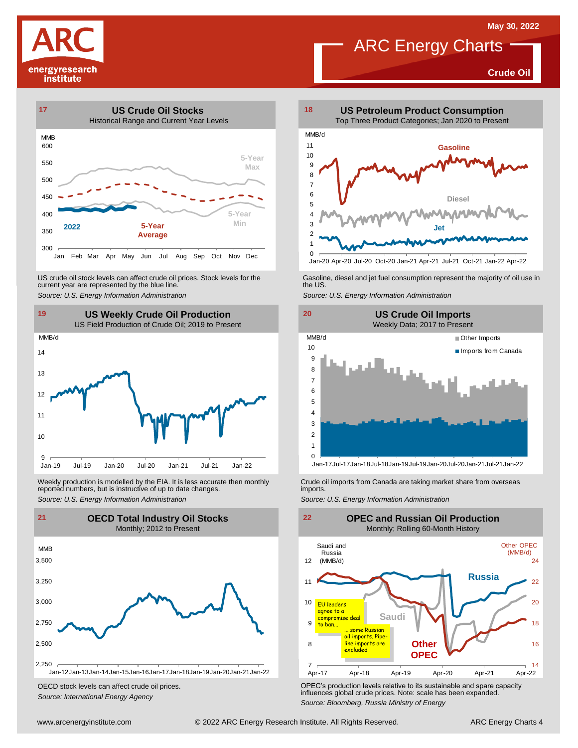# ARC Energy Charts

May 30, 2022

**Crude Oil**

## 17 US Crude Oil Stocks

Historical Range and Current Year Levels

MMB

600, 550, 500, 450, 400, 350, 300

Jan Feb Mar Apr May Jun Jul Aug Sep Oct Nov Dec

5-Year Max

5-Year Min

5-Year Average

2022

US crude oil stock levels can affect crude oil prices. Stock levels for the current year are represented by the blue line.

*Source: U.S. Energy Information Administration*

## 18 US Petroleum Product Consumption

Top Three Product Categories; Jan 2020 to Present

MMB/d

Gasoline

Diesel

Jet

Jan-20 Apr-20 Jul-20 Oct-20 Jan-21 Apr-21 Jul-21 Oct-21 Jan-22 Apr-22

Gasoline, diesel and jet fuel consumption represent the majority of oil use in the US.

*Source: U.S. Energy Information Administration*

## 19 US Weekly Crude Oil Production

US Field Production of Crude Oil; 2019 to Present

MMB/d

Jan-19 Jul-19 Jan-20 Jul-20 Jan-21 Jul-21 Jan-22

Weekly production is modelled by the EIA. It is less accurate then monthly reported numbers, but is instructive of up to date changes.

*Source: U.S. Energy Information Administration*

## 20 US Crude Oil Imports

Weekly Data; 2017 to Present

MMB/d

Other Imports

Imports from Canada

Jan-17 Jul-17 Jan-18 Jul-18 Jan-19 Jul-19 Jan-20 Jul-20 Jan-21 Jul-21 Jan-22

Crude oil imports from Canada are taking market share from overseas imports.

*Source: U.S. Energy Information Administration*

## 21 OECD Total Industry Oil Stocks

Monthly; 2012 to Present

MMB

Jan-12 Jan-13 Jan-14 Jan-15 Jan-16 Jan-17 Jan-18 Jan-19 Jan-20 Jan-21 Jan-22

OECD stock levels can affect crude oil prices.

*Source: International Energy Agency*

## 22 OPEC and Russian Oil Production

Monthly; Rolling 60-Month History

Saudi and Russia (MMB/d)

Other OPEC (MMB/d)

Russia

Saudi

Other OPEC

EU leaders agree to a compromise deal to ban… … some Russian oil imports. Pipeline imports are excluded

Apr-17 Apr-18 Apr-19 Apr-20 Apr-21 Apr-22

OPEC's production levels relative to its sustainable and spare capacity influences global crude prices. Note: scale has been expanded.

*Source: Bloomberg, Russia Ministry of Energy*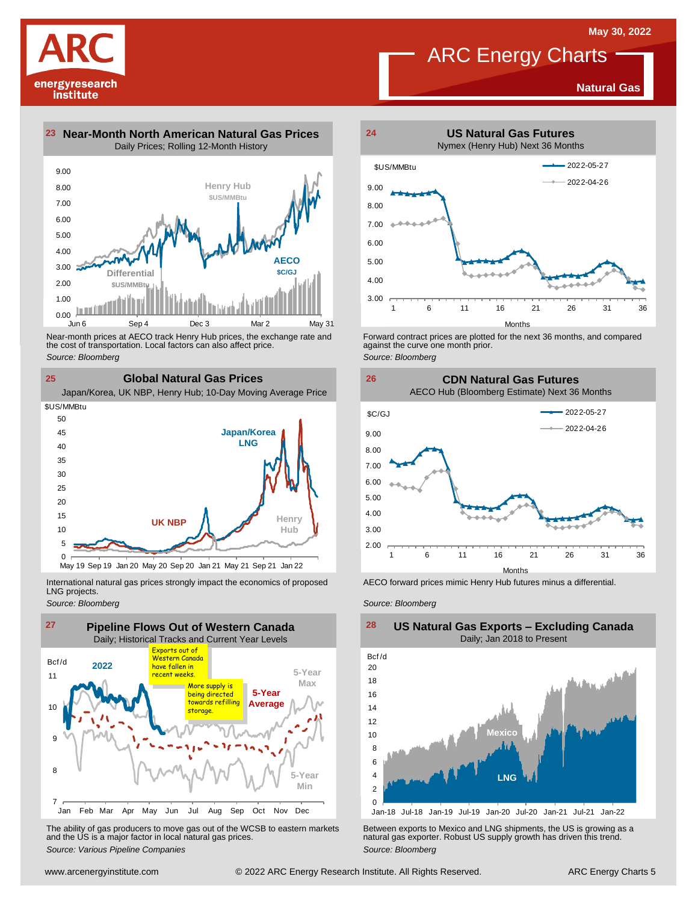# ARC Energy Charts

## Natural Gas

May 30, 2022

### 23 Near-Month North American Natural Gas Prices

Daily Prices; Rolling 12-Month History

Near-month prices at AECO track Henry Hub prices, the exchange rate and the cost of transportation. Local factors can also affect price.

*Source: Bloomberg*

### 24 US Natural Gas Futures

Nymex (Henry Hub) Next 36 Months

Forward contract prices are plotted for the next 36 months, and compared against the curve one month prior.

*Source: Bloomberg*

### 25 Global Natural Gas Prices

Japan/Korea, UK NBP, Henry Hub; 10-Day Moving Average Price

International natural gas prices strongly impact the economics of proposed LNG projects.

*Source: Bloomberg*

### 26 CDN Natural Gas Futures

AECO Hub (Bloomberg Estimate) Next 36 Months

AECO forward prices mimic Henry Hub futures minus a differential.

*Source: Bloomberg*

### 27 Pipeline Flows Out of Western Canada

Daily; Historical Tracks and Current Year Levels

The ability of gas producers to move gas out of the WCSB to eastern markets and the US is a major factor in local natural gas prices.

*Source: Various Pipeline Companies*

### 28 US Natural Gas Exports – Excluding Canada

Daily; Jan 2018 to Present

Between exports to Mexico and LNG shipments, the US is growing as a natural gas exporter. Robust US supply growth has driven this trend.

*Source: Bloomberg*

www.arcenergyinstitute.com © 2022 ARC Energy Research Institute. All Rights Reserved.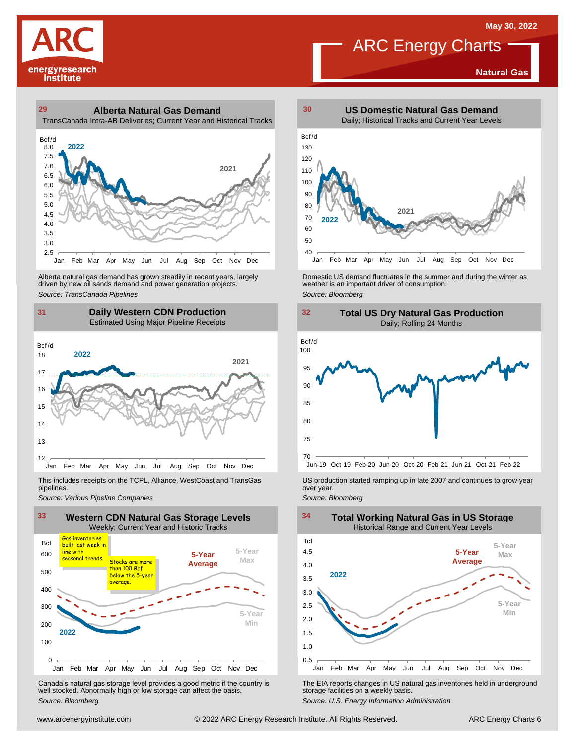# ARC Energy Charts

May 30, 2022

**Natural Gas**

## 29 Alberta Natural Gas Demand

TransCanada Intra-AB Deliveries; Current Year and Historical Tracks

Alberta natural gas demand has grown steadily in recent years, largely driven by new oil sands demand and power generation projects.

*Source: TransCanada Pipelines*

## 30 US Domestic Natural Gas Demand

Daily; Historical Tracks and Current Year Levels

Domestic US demand fluctuates in the summer and during the winter as weather is an important driver of consumption.

*Source: Bloomberg*

## 31 Daily Western CDN Production

Estimated Using Major Pipeline Receipts

This includes receipts on the TCPL, Alliance, WestCoast and TransGas pipelines.

*Source: Various Pipeline Companies*

## 32 Total US Dry Natural Gas Production

Daily; Rolling 24 Months

US production started ramping up in late 2007 and continues to grow year over year.

*Source: Bloomberg*

## 33 Western CDN Natural Gas Storage Levels

Weekly; Current Year and Historic Tracks

Gas inventories built last week in line with seasonal trends.

Stocks are more than 100 Bcf below the 5-year average.

Canada's natural gas storage level provides a good metric if the country is well stocked. Abnormally high or low storage can affect the basis.

*Source: Bloomberg*

## 34 Total Working Natural Gas in US Storage

Historical Range and Current Year Levels

The EIA reports changes in US natural gas inventories held in underground storage facilities on a weekly basis.

*Source: U.S. Energy Information Administration*

www.arcenergyinstitute.com © 2022 ARC Energy Research Institute. All Rights Reserved.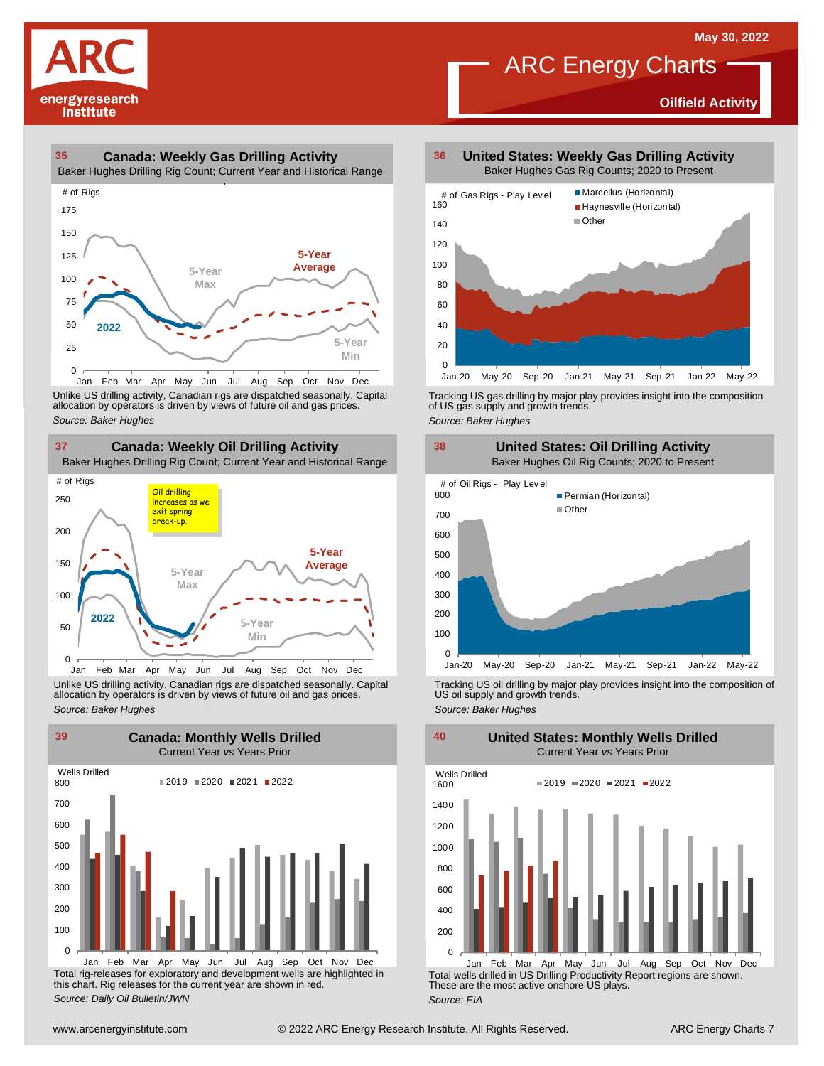## 35 Canada: Weekly Gas Drilling Activity

Baker Hughes Drilling Rig Count; Current Year and Historical Range

Unlike US drilling activity, Canadian rigs are dispatched seasonally. Capital allocation by operators is driven by views of future oil and gas prices.

*Source: Baker Hughes*

## 36 United States: Weekly Gas Drilling Activity

Baker Hughes Gas Rig Counts; 2020 to Present

Tracking US gas drilling by major play provides insight into the composition of US gas supply and growth trends.

*Source: Baker Hughes*

## 37 Canada: Weekly Oil Drilling Activity

Baker Hughes Drilling Rig Count; Current Year and Historical Range

Unlike US drilling activity, Canadian rigs are dispatched seasonally. Capital allocation by operators is driven by views of future oil and gas prices.

*Source: Baker Hughes*

## 38 United States: Oil Drilling Activity

Baker Hughes Oil Rig Counts; 2020 to Present

Tracking US oil drilling by major play provides insight into the composition of US oil supply and growth trends.

*Source: Baker Hughes*

## 39 Canada: Monthly Wells Drilled

Current Year *vs* Years Prior

Total rig-releases for exploratory and development wells are highlighted in this chart. Rig releases for the current year are shown in red.

*Source: Daily Oil Bulletin/JWN*

## 40 United States: Monthly Wells Drilled

Current Year *vs* Years Prior

Total wells drilled in US Drilling Productivity Report regions are shown. These are the most active onshore US plays.

*Source: EIA*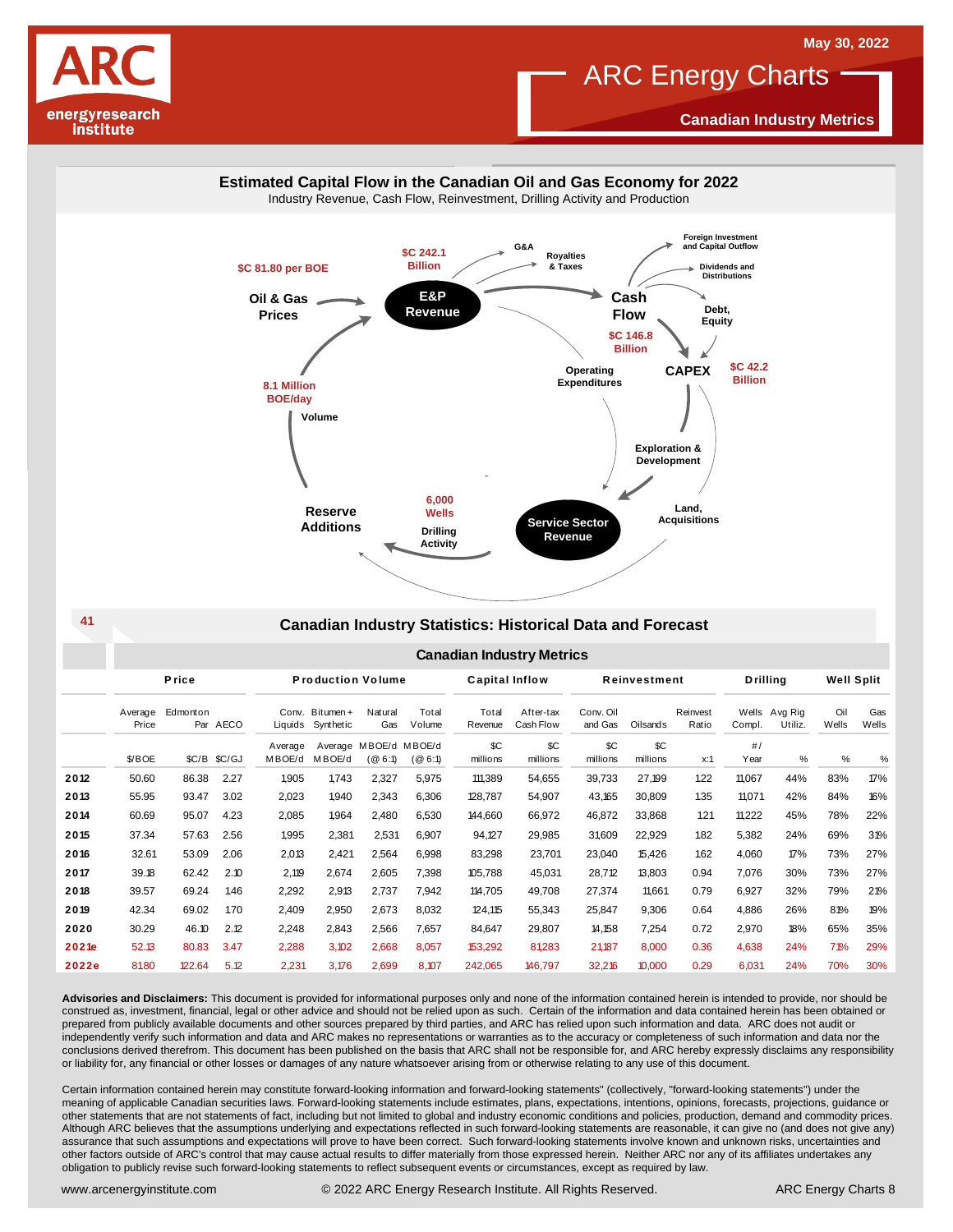# ARC Energy Charts

May 30, 2022

**Canadian Industry Metrics**

## Estimated Capital Flow in the Canadian Oil and Gas Economy for 2022

Industry Revenue, Cash Flow, Reinvestment, Drilling Activity and Production

$C 81.80 per BOE

Oil & Gas Prices

$C 242.1 Billion

E&P Revenue

G&A

Royalties & Taxes

Foreign Investment and Capital Outflow

Dividends and Distributions

Cash Flow

Debt, Equity

$C 146.8 Billion

CAPEX

$C 42.2 Billion

Operating Expenditures

Exploration & Development

Land, Acquisitions

Service Sector Revenue

6,000 Wells

Drilling Activity

Reserve Additions

Volume

8.1 Million BOE/day

41

## Canadian Industry Statistics: Historical Data and Forecast

**Canadian Industry Metrics**

| | Price | | | Production Volume | | | | Capital Inflow | | Reinvestment | | | Drilling | | Well Split | |
|---|---|---|---|---|---|---|---|---|---|---|---|---|---|---|---|---|
| | Average Price | Edmonton Par | AECO | Conv. Liquids | Bitumen + Synthetic | Natural Gas | Total Volume | Total Revenue | After-tax Cash Flow | Conv. Oil and Gas | Oilsands | Reinvest Ratio | Wells Compl. | Avg Rig Utiliz. | Oil Wells | Gas Wells |
| | $/BOE | $C/B | $C/GJ | Average MBOE/d | Average MBOE/d | MBOE/d (@ 6:1) | MBOE/d (@ 6:1) | $C millions | $C millions | $C millions | $C millions | x:1 | # / Year | % | % | % |
| **2012** | 50.60 | 86.38 | 2.27 | 1,905 | 1,743 | 2,327 | 5,975 | 111,389 | 54,655 | 39,733 | 27,199 | 1.22 | 11,067 | 44% | 83% | 17% |
| **2013** | 55.95 | 93.47 | 3.02 | 2,023 | 1,940 | 2,343 | 6,306 | 128,787 | 54,907 | 43,165 | 30,809 | 1.35 | 11,071 | 42% | 84% | 16% |
| **2014** | 60.69 | 95.07 | 4.23 | 2,085 | 1,964 | 2,480 | 6,530 | 144,660 | 66,972 | 46,872 | 33,868 | 1.21 | 11,222 | 45% | 78% | 22% |
| **2015** | 37.34 | 57.63 | 2.56 | 1,995 | 2,381 | 2,531 | 6,907 | 94,127 | 29,985 | 31,609 | 22,929 | 1.82 | 5,382 | 24% | 69% | 31% |
| **2016** | 32.61 | 53.09 | 2.06 | 2,013 | 2,421 | 2,564 | 6,998 | 83,298 | 23,701 | 23,040 | 15,426 | 1.62 | 4,060 | 17% | 73% | 27% |
| **2017** | 39.18 | 62.42 | 2.10 | 2,119 | 2,674 | 2,605 | 7,398 | 105,788 | 45,031 | 28,712 | 13,803 | 0.94 | 7,076 | 30% | 73% | 27% |
| **2018** | 39.57 | 69.24 | 1.46 | 2,292 | 2,913 | 2,737 | 7,942 | 114,705 | 49,708 | 27,374 | 11,661 | 0.79 | 6,927 | 32% | 79% | 21% |
| **2019** | 42.34 | 69.02 | 1.70 | 2,409 | 2,950 | 2,673 | 8,032 | 124,115 | 55,343 | 25,847 | 9,306 | 0.64 | 4,886 | 26% | 81% | 19% |
| **2020** | 30.29 | 46.10 | 2.12 | 2,248 | 2,843 | 2,566 | 7,657 | 84,647 | 29,807 | 14,158 | 7,254 | 0.72 | 2,970 | 18% | 65% | 35% |
| **2021e** | 52.13 | 80.83 | 3.47 | 2,288 | 3,102 | 2,668 | 8,057 | 153,292 | 81,283 | 21,187 | 8,000 | 0.36 | 4,638 | 24% | 71% | 29% |
| **2022e** | 81.80 | 122.64 | 5.12 | 2,231 | 3,176 | 2,699 | 8,107 | 242,065 | 146,797 | 32,216 | 10,000 | 0.29 | 6,031 | 24% | 70% | 30% |

**Advisories and Disclaimers:** This document is provided for informational purposes only and none of the information contained herein is intended to provide, nor should be construed as, investment, financial, legal or other advice and should not be relied upon as such. Certain of the information and data contained herein has been obtained or prepared from publicly available documents and other sources prepared by third parties, and ARC has relied upon such information and data. ARC does not audit or independently verify such information and data and ARC makes no representations or warranties as to the accuracy or completeness of such information and data nor the conclusions derived therefrom. This document has been published on the basis that ARC shall not be responsible for, and ARC hereby expressly disclaims any responsibility or liability for, any financial or other losses or damages of any nature whatsoever arising from or otherwise relating to any use of this document.

Certain information contained herein may constitute forward-looking information and forward-looking statements" (collectively, "forward-looking statements") under the meaning of applicable Canadian securities laws. Forward-looking statements include estimates, plans, expectations, intentions, opinions, forecasts, projections, guidance or other statements that are not statements of fact, including but not limited to global and industry economic conditions and policies, production, demand and commodity prices. Although ARC believes that the assumptions underlying and expectations reflected in such forward-looking statements are reasonable, it can give no (and does not give any) assurance that such assumptions and expectations will prove to have been correct. Such forward-looking statements involve known and unknown risks, uncertainties and other factors outside of ARC's control that may cause actual results to differ materially from those expressed herein. Neither ARC nor any of its affiliates undertakes any obligation to publicly revise such forward-looking statements to reflect subsequent events or circumstances, except as required by law.

www.arcenergyinstitute.com © 2022 ARC Energy Research Institute. All Rights Reserved.